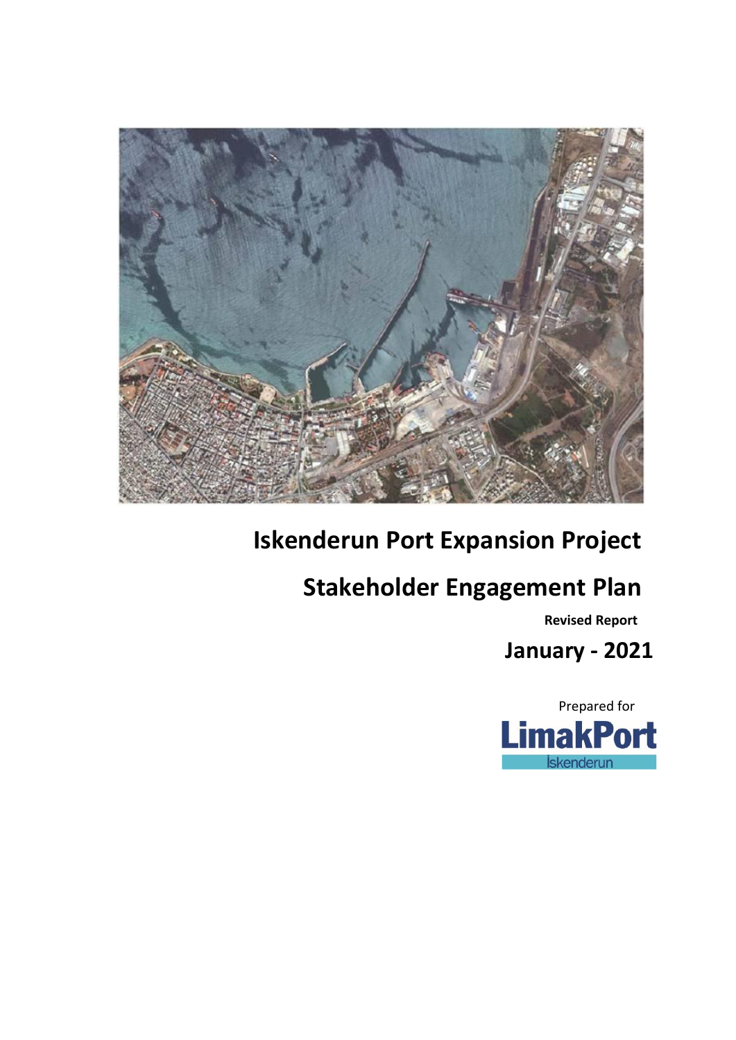# Iskenderun Port Expansion Project

# Stakeholder Engagement Plan

**Revised Report**

**January - 2021**

Prepared for

LimakPort İskenderun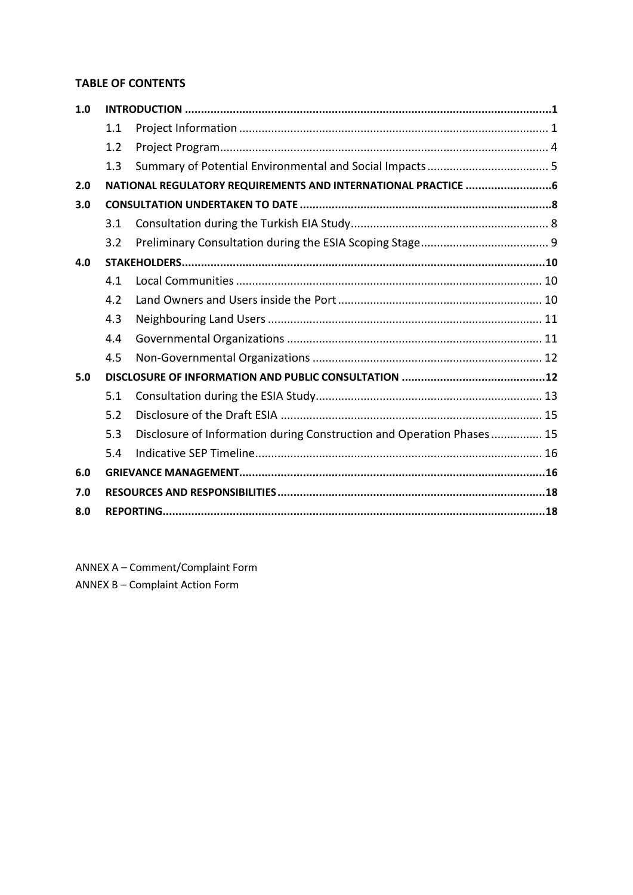**TABLE OF CONTENTS**

| | | | |
|---|---|---|---|
| **1.0** | **INTRODUCTION** | | **1** |
| | 1.1 | Project Information | 1 |
| | 1.2 | Project Program | 4 |
| | 1.3 | Summary of Potential Environmental and Social Impacts | 5 |
| **2.0** | **NATIONAL REGULATORY REQUIREMENTS AND INTERNATIONAL PRACTICE** | | **6** |
| **3.0** | **CONSULTATION UNDERTAKEN TO DATE** | | **8** |
| | 3.1 | Consultation during the Turkish EIA Study | 8 |
| | 3.2 | Preliminary Consultation during the ESIA Scoping Stage | 9 |
| **4.0** | **STAKEHOLDERS** | | **10** |
| | 4.1 | Local Communities | 10 |
| | 4.2 | Land Owners and Users inside the Port | 10 |
| | 4.3 | Neighbouring Land Users | 11 |
| | 4.4 | Governmental Organizations | 11 |
| | 4.5 | Non-Governmental Organizations | 12 |
| **5.0** | **DISCLOSURE OF INFORMATION AND PUBLIC CONSULTATION** | | **12** |
| | 5.1 | Consultation during the ESIA Study | 13 |
| | 5.2 | Disclosure of the Draft ESIA | 15 |
| | 5.3 | Disclosure of Information during Construction and Operation Phases | 15 |
| | 5.4 | Indicative SEP Timeline | 16 |
| **6.0** | **GRIEVANCE MANAGEMENT** | | **16** |
| **7.0** | **RESOURCES AND RESPONSIBILITIES** | | **18** |
| **8.0** | **REPORTING** | | **18** |

ANNEX A – Comment/Complaint Form

ANNEX B – Complaint Action Form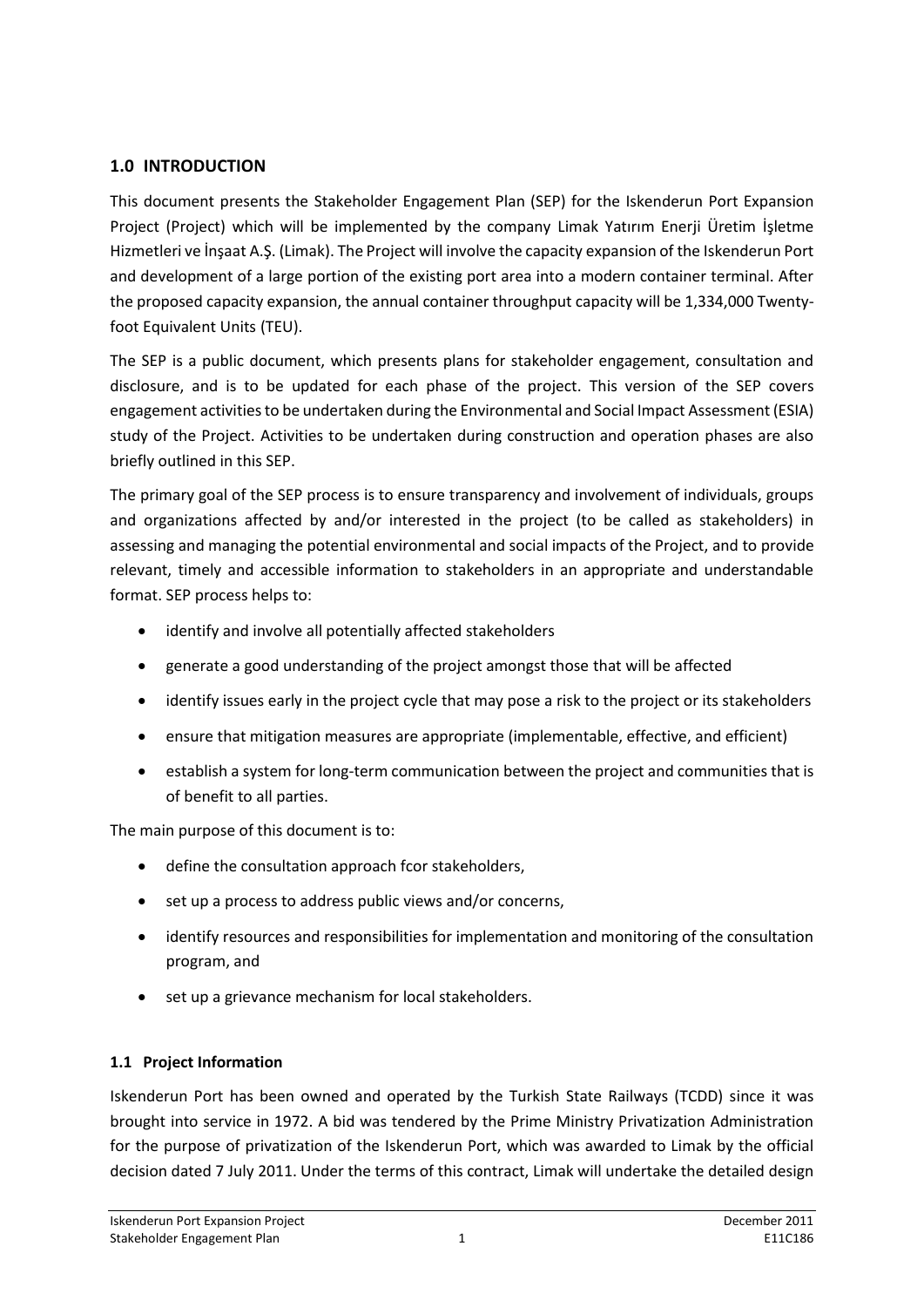## 1.0 INTRODUCTION

This document presents the Stakeholder Engagement Plan (SEP) for the Iskenderun Port Expansion Project (Project) which will be implemented by the company Limak Yatırım Enerji Üretim İşletme Hizmetleri ve İnşaat A.Ş. (Limak). The Project will involve the capacity expansion of the Iskenderun Port and development of a large portion of the existing port area into a modern container terminal. After the proposed capacity expansion, the annual container throughput capacity will be 1,334,000 Twenty-foot Equivalent Units (TEU).

The SEP is a public document, which presents plans for stakeholder engagement, consultation and disclosure, and is to be updated for each phase of the project. This version of the SEP covers engagement activities to be undertaken during the Environmental and Social Impact Assessment (ESIA) study of the Project. Activities to be undertaken during construction and operation phases are also briefly outlined in this SEP.

The primary goal of the SEP process is to ensure transparency and involvement of individuals, groups and organizations affected by and/or interested in the project (to be called as stakeholders) in assessing and managing the potential environmental and social impacts of the Project, and to provide relevant, timely and accessible information to stakeholders in an appropriate and understandable format. SEP process helps to:

- identify and involve all potentially affected stakeholders
- generate a good understanding of the project amongst those that will be affected
- identify issues early in the project cycle that may pose a risk to the project or its stakeholders
- ensure that mitigation measures are appropriate (implementable, effective, and efficient)
- establish a system for long-term communication between the project and communities that is of benefit to all parties.

The main purpose of this document is to:

- define the consultation approach fcor stakeholders,
- set up a process to address public views and/or concerns,
- identify resources and responsibilities for implementation and monitoring of the consultation program, and
- set up a grievance mechanism for local stakeholders.

### 1.1 Project Information

Iskenderun Port has been owned and operated by the Turkish State Railways (TCDD) since it was brought into service in 1972. A bid was tendered by the Prime Ministry Privatization Administration for the purpose of privatization of the Iskenderun Port, which was awarded to Limak by the official decision dated 7 July 2011. Under the terms of this contract, Limak will undertake the detailed design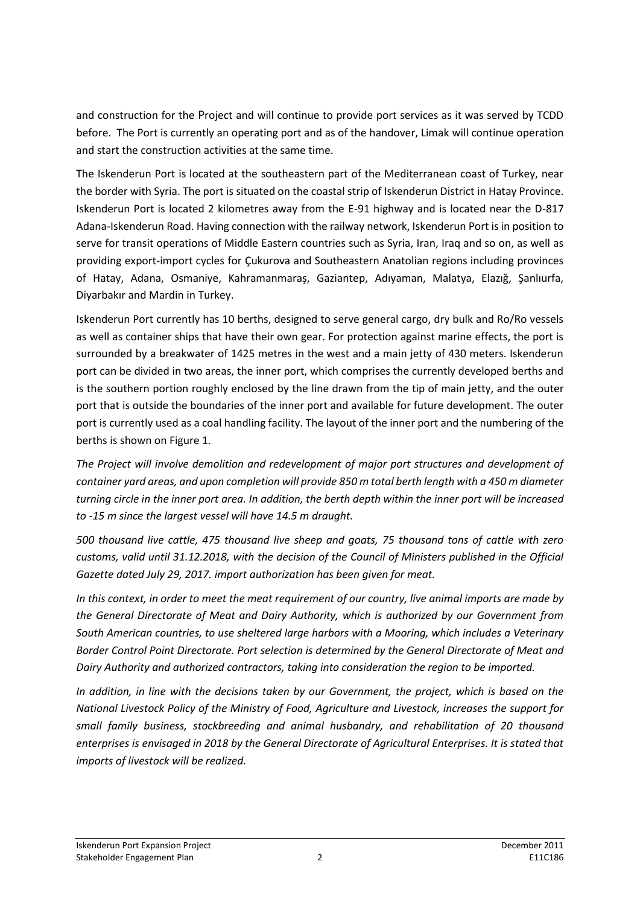and construction for the Project and will continue to provide port services as it was served by TCDD before. The Port is currently an operating port and as of the handover, Limak will continue operation and start the construction activities at the same time.

The Iskenderun Port is located at the southeastern part of the Mediterranean coast of Turkey, near the border with Syria. The port is situated on the coastal strip of Iskenderun District in Hatay Province. Iskenderun Port is located 2 kilometres away from the E-91 highway and is located near the D-817 Adana-Iskenderun Road. Having connection with the railway network, Iskenderun Port is in position to serve for transit operations of Middle Eastern countries such as Syria, Iran, Iraq and so on, as well as providing export-import cycles for Çukurova and Southeastern Anatolian regions including provinces of Hatay, Adana, Osmaniye, Kahramanmaraş, Gaziantep, Adıyaman, Malatya, Elazığ, Şanlıurfa, Diyarbakır and Mardin in Turkey.

Iskenderun Port currently has 10 berths, designed to serve general cargo, dry bulk and Ro/Ro vessels as well as container ships that have their own gear. For protection against marine effects, the port is surrounded by a breakwater of 1425 metres in the west and a main jetty of 430 meters. Iskenderun port can be divided in two areas, the inner port, which comprises the currently developed berths and is the southern portion roughly enclosed by the line drawn from the tip of main jetty, and the outer port that is outside the boundaries of the inner port and available for future development. The outer port is currently used as a coal handling facility. The layout of the inner port and the numbering of the berths is shown on Figure 1.

*The Project will involve demolition and redevelopment of major port structures and development of container yard areas, and upon completion will provide 850 m total berth length with a 450 m diameter turning circle in the inner port area. In addition, the berth depth within the inner port will be increased to -15 m since the largest vessel will have 14.5 m draught.*

*500 thousand live cattle, 475 thousand live sheep and goats, 75 thousand tons of cattle with zero customs, valid until 31.12.2018, with the decision of the Council of Ministers published in the Official Gazette dated July 29, 2017. import authorization has been given for meat.*

*In this context, in order to meet the meat requirement of our country, live animal imports are made by the General Directorate of Meat and Dairy Authority, which is authorized by our Government from South American countries, to use sheltered large harbors with a Mooring, which includes a Veterinary Border Control Point Directorate. Port selection is determined by the General Directorate of Meat and Dairy Authority and authorized contractors, taking into consideration the region to be imported.*

*In addition, in line with the decisions taken by our Government, the project, which is based on the National Livestock Policy of the Ministry of Food, Agriculture and Livestock, increases the support for small family business, stockbreeding and animal husbandry, and rehabilitation of 20 thousand enterprises is envisaged in 2018 by the General Directorate of Agricultural Enterprises. It is stated that imports of livestock will be realized.*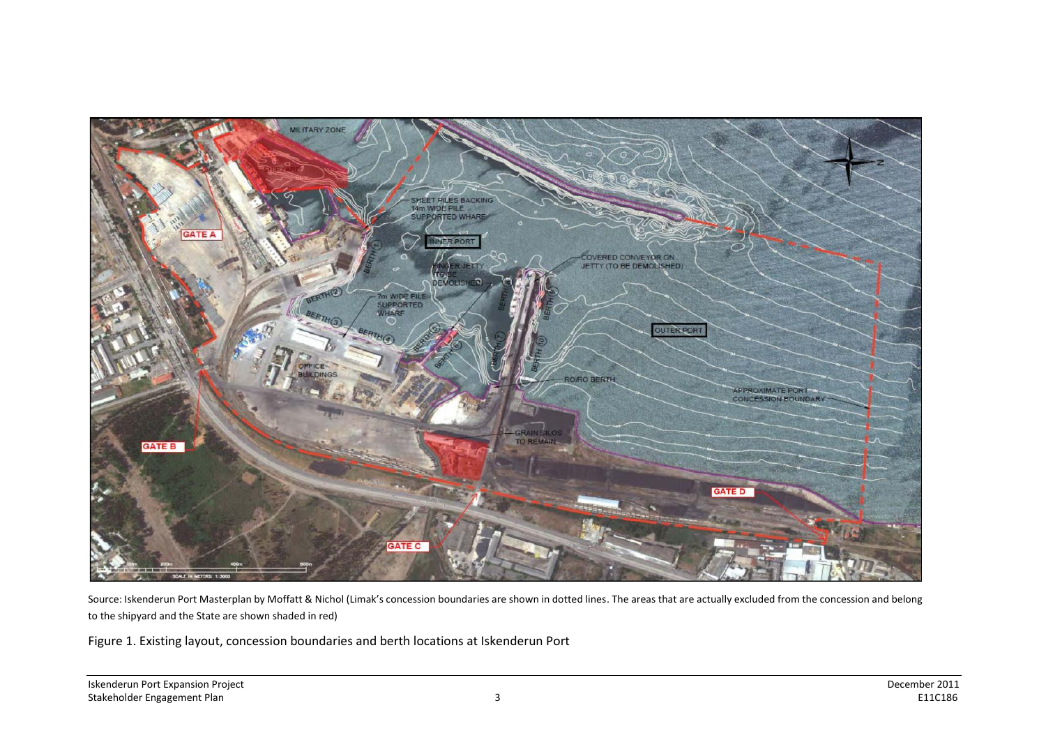Source: Iskenderun Port Masterplan by Moffatt & Nichol (Limak's concession boundaries are shown in dotted lines. The areas that are actually excluded from the concession and belong to the shipyard and the State are shown shaded in red)

Figure 1. Existing layout, concession boundaries and berth locations at Iskenderun Port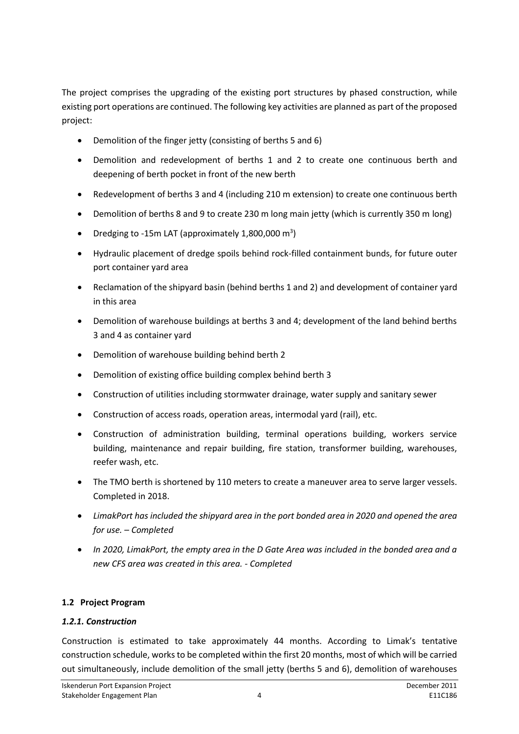The project comprises the upgrading of the existing port structures by phased construction, while existing port operations are continued. The following key activities are planned as part of the proposed project:

- Demolition of the finger jetty (consisting of berths 5 and 6)
- Demolition and redevelopment of berths 1 and 2 to create one continuous berth and deepening of berth pocket in front of the new berth
- Redevelopment of berths 3 and 4 (including 210 m extension) to create one continuous berth
- Demolition of berths 8 and 9 to create 230 m long main jetty (which is currently 350 m long)
- Dredging to -15m LAT (approximately 1,800,000 $m^3$)
- Hydraulic placement of dredge spoils behind rock-filled containment bunds, for future outer port container yard area
- Reclamation of the shipyard basin (behind berths 1 and 2) and development of container yard in this area
- Demolition of warehouse buildings at berths 3 and 4; development of the land behind berths 3 and 4 as container yard
- Demolition of warehouse building behind berth 2
- Demolition of existing office building complex behind berth 3
- Construction of utilities including stormwater drainage, water supply and sanitary sewer
- Construction of access roads, operation areas, intermodal yard (rail), etc.
- Construction of administration building, terminal operations building, workers service building, maintenance and repair building, fire station, transformer building, warehouses, reefer wash, etc.
- The TMO berth is shortened by 110 meters to create a maneuver area to serve larger vessels. Completed in 2018.
- *LimakPort has included the shipyard area in the port bonded area in 2020 and opened the area for use. – Completed*
- *In 2020, LimakPort, the empty area in the D Gate Area was included in the bonded area and a new CFS area was created in this area. - Completed*

### 1.2 Project Program

#### *1.2.1. Construction*

Construction is estimated to take approximately 44 months. According to Limak's tentative construction schedule, works to be completed within the first 20 months, most of which will be carried out simultaneously, include demolition of the small jetty (berths 5 and 6), demolition of warehouses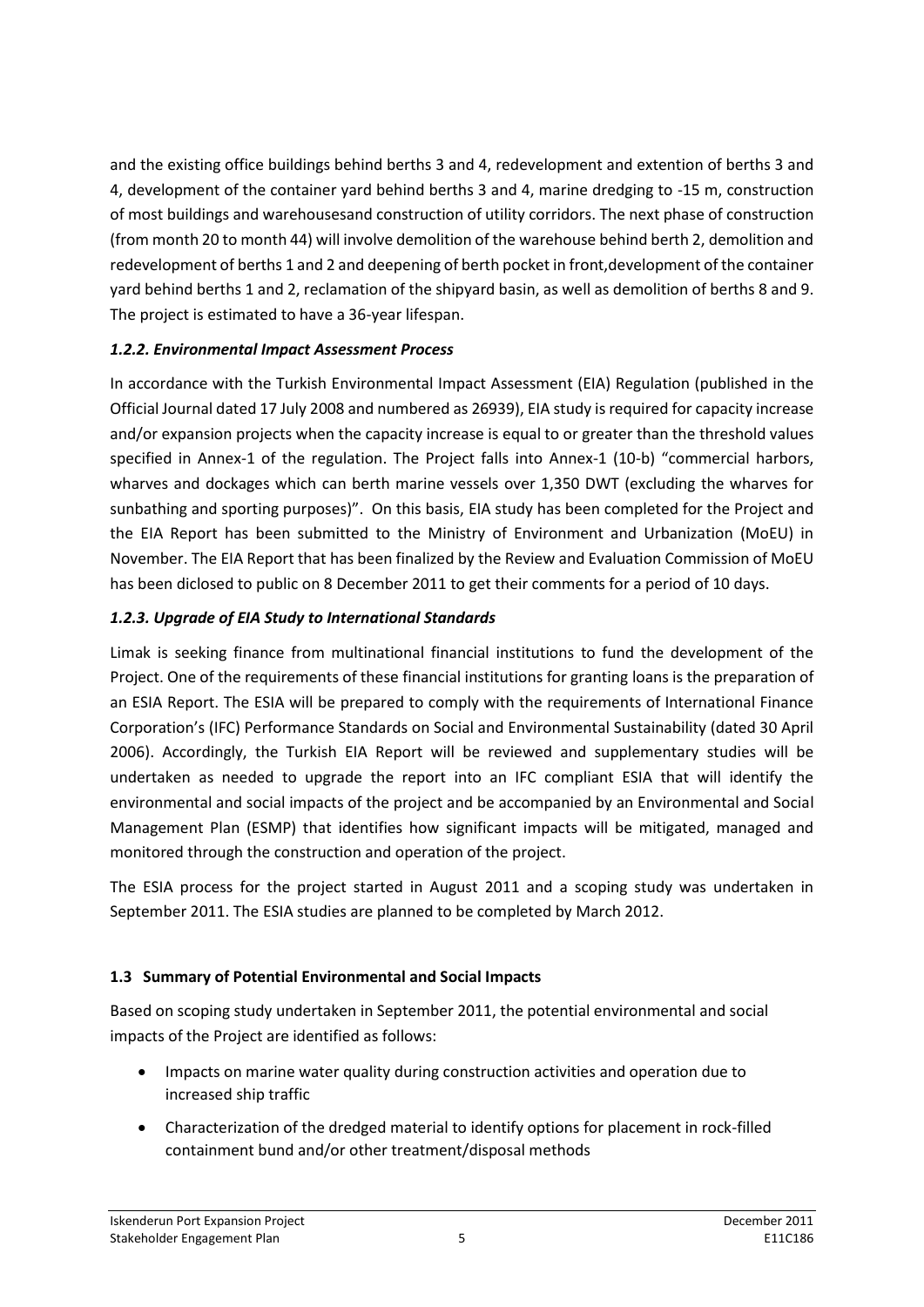and the existing office buildings behind berths 3 and 4, redevelopment and extention of berths 3 and 4, development of the container yard behind berths 3 and 4, marine dredging to -15 m, construction of most buildings and warehousesand construction of utility corridors. The next phase of construction (from month 20 to month 44) will involve demolition of the warehouse behind berth 2, demolition and redevelopment of berths 1 and 2 and deepening of berth pocket in front,development of the container yard behind berths 1 and 2, reclamation of the shipyard basin, as well as demolition of berths 8 and 9. The project is estimated to have a 36-year lifespan.

### *1.2.2. Environmental Impact Assessment Process*

In accordance with the Turkish Environmental Impact Assessment (EIA) Regulation (published in the Official Journal dated 17 July 2008 and numbered as 26939), EIA study is required for capacity increase and/or expansion projects when the capacity increase is equal to or greater than the threshold values specified in Annex-1 of the regulation. The Project falls into Annex-1 (10-b) "commercial harbors, wharves and dockages which can berth marine vessels over 1,350 DWT (excluding the wharves for sunbathing and sporting purposes)". On this basis, EIA study has been completed for the Project and the EIA Report has been submitted to the Ministry of Environment and Urbanization (MoEU) in November. The EIA Report that has been finalized by the Review and Evaluation Commission of MoEU has been diclosed to public on 8 December 2011 to get their comments for a period of 10 days.

### *1.2.3. Upgrade of EIA Study to International Standards*

Limak is seeking finance from multinational financial institutions to fund the development of the Project. One of the requirements of these financial institutions for granting loans is the preparation of an ESIA Report. The ESIA will be prepared to comply with the requirements of International Finance Corporation's (IFC) Performance Standards on Social and Environmental Sustainability (dated 30 April 2006). Accordingly, the Turkish EIA Report will be reviewed and supplementary studies will be undertaken as needed to upgrade the report into an IFC compliant ESIA that will identify the environmental and social impacts of the project and be accompanied by an Environmental and Social Management Plan (ESMP) that identifies how significant impacts will be mitigated, managed and monitored through the construction and operation of the project.

The ESIA process for the project started in August 2011 and a scoping study was undertaken in September 2011. The ESIA studies are planned to be completed by March 2012.

## 1.3 Summary of Potential Environmental and Social Impacts

Based on scoping study undertaken in September 2011, the potential environmental and social impacts of the Project are identified as follows:

- Impacts on marine water quality during construction activities and operation due to increased ship traffic
- Characterization of the dredged material to identify options for placement in rock-filled containment bund and/or other treatment/disposal methods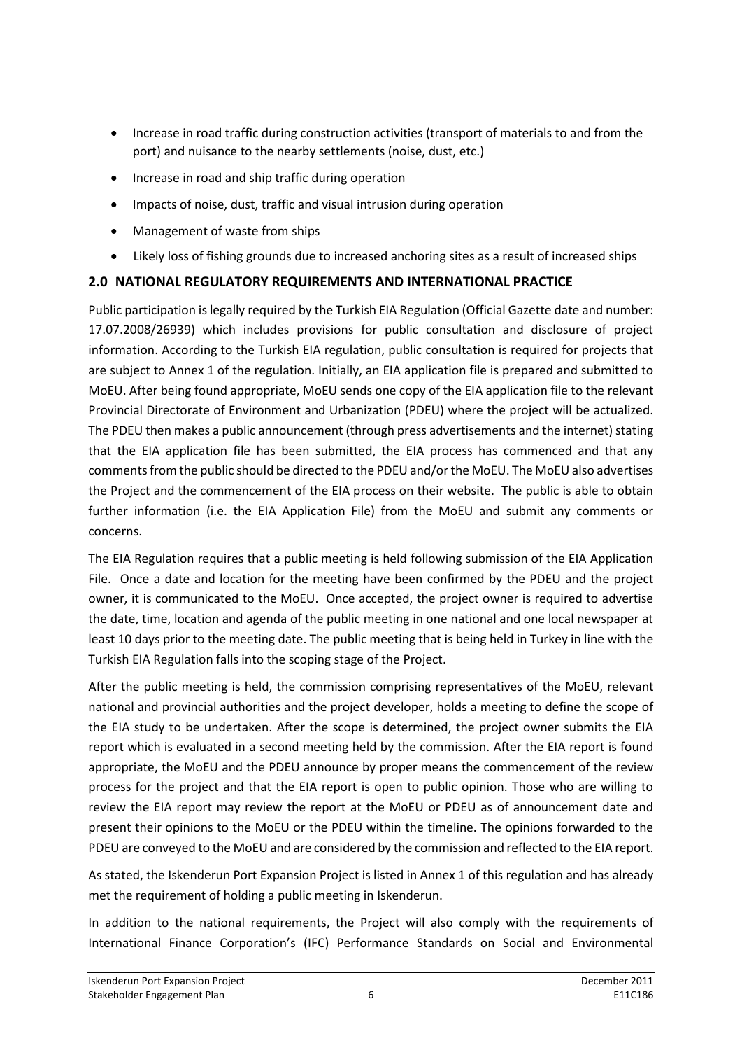- Increase in road traffic during construction activities (transport of materials to and from the port) and nuisance to the nearby settlements (noise, dust, etc.)
- Increase in road and ship traffic during operation
- Impacts of noise, dust, traffic and visual intrusion during operation
- Management of waste from ships
- Likely loss of fishing grounds due to increased anchoring sites as a result of increased ships

## 2.0 NATIONAL REGULATORY REQUIREMENTS AND INTERNATIONAL PRACTICE

Public participation is legally required by the Turkish EIA Regulation (Official Gazette date and number: 17.07.2008/26939) which includes provisions for public consultation and disclosure of project information. According to the Turkish EIA regulation, public consultation is required for projects that are subject to Annex 1 of the regulation. Initially, an EIA application file is prepared and submitted to MoEU. After being found appropriate, MoEU sends one copy of the EIA application file to the relevant Provincial Directorate of Environment and Urbanization (PDEU) where the project will be actualized. The PDEU then makes a public announcement (through press advertisements and the internet) stating that the EIA application file has been submitted, the EIA process has commenced and that any comments from the public should be directed to the PDEU and/or the MoEU. The MoEU also advertises the Project and the commencement of the EIA process on their website. The public is able to obtain further information (i.e. the EIA Application File) from the MoEU and submit any comments or concerns.

The EIA Regulation requires that a public meeting is held following submission of the EIA Application File. Once a date and location for the meeting have been confirmed by the PDEU and the project owner, it is communicated to the MoEU. Once accepted, the project owner is required to advertise the date, time, location and agenda of the public meeting in one national and one local newspaper at least 10 days prior to the meeting date. The public meeting that is being held in Turkey in line with the Turkish EIA Regulation falls into the scoping stage of the Project.

After the public meeting is held, the commission comprising representatives of the MoEU, relevant national and provincial authorities and the project developer, holds a meeting to define the scope of the EIA study to be undertaken. After the scope is determined, the project owner submits the EIA report which is evaluated in a second meeting held by the commission. After the EIA report is found appropriate, the MoEU and the PDEU announce by proper means the commencement of the review process for the project and that the EIA report is open to public opinion. Those who are willing to review the EIA report may review the report at the MoEU or PDEU as of announcement date and present their opinions to the MoEU or the PDEU within the timeline. The opinions forwarded to the PDEU are conveyed to the MoEU and are considered by the commission and reflected to the EIA report.

As stated, the Iskenderun Port Expansion Project is listed in Annex 1 of this regulation and has already met the requirement of holding a public meeting in Iskenderun.

In addition to the national requirements, the Project will also comply with the requirements of International Finance Corporation's (IFC) Performance Standards on Social and Environmental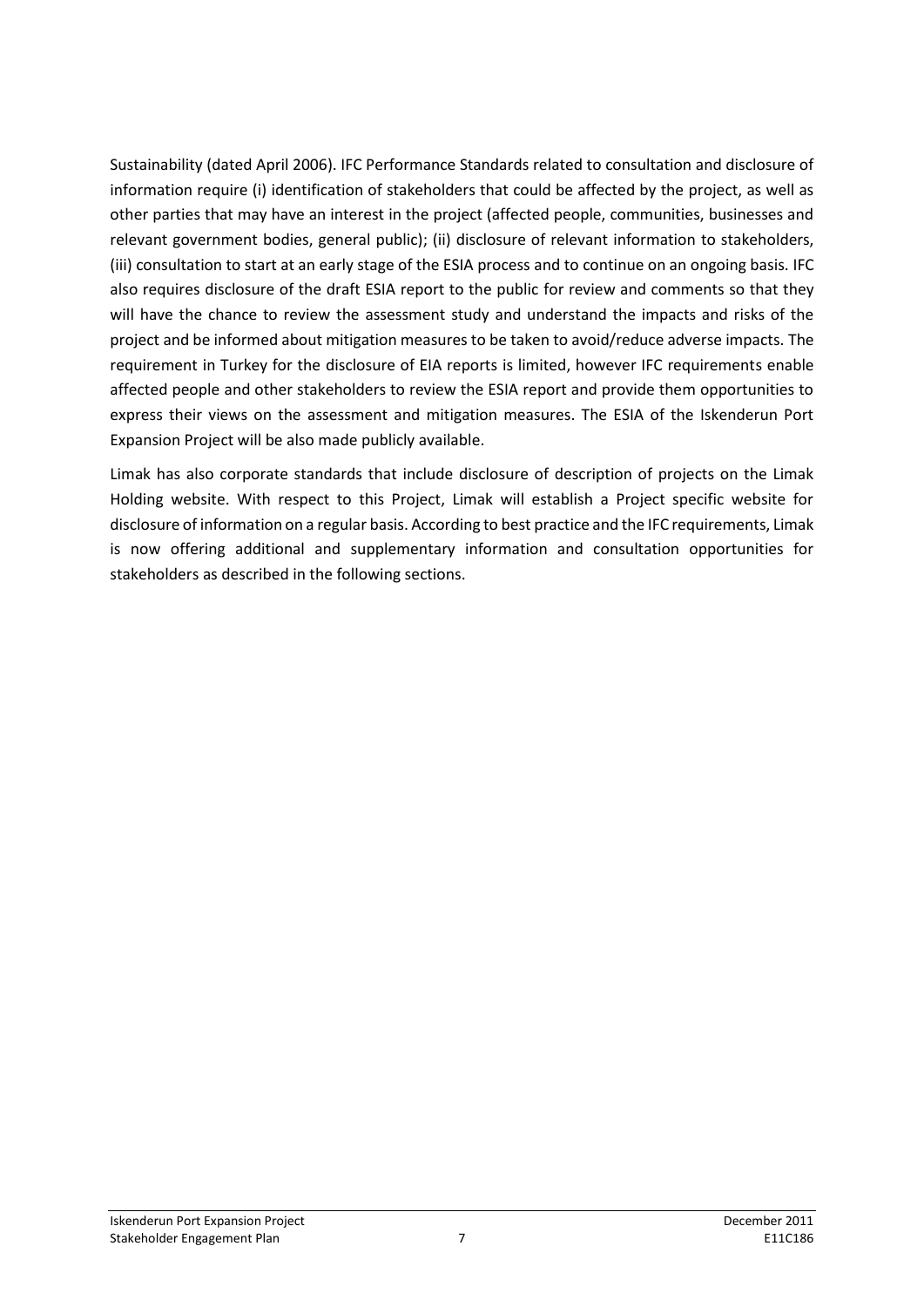Sustainability (dated April 2006). IFC Performance Standards related to consultation and disclosure of information require (i) identification of stakeholders that could be affected by the project, as well as other parties that may have an interest in the project (affected people, communities, businesses and relevant government bodies, general public); (ii) disclosure of relevant information to stakeholders, (iii) consultation to start at an early stage of the ESIA process and to continue on an ongoing basis. IFC also requires disclosure of the draft ESIA report to the public for review and comments so that they will have the chance to review the assessment study and understand the impacts and risks of the project and be informed about mitigation measures to be taken to avoid/reduce adverse impacts. The requirement in Turkey for the disclosure of EIA reports is limited, however IFC requirements enable affected people and other stakeholders to review the ESIA report and provide them opportunities to express their views on the assessment and mitigation measures. The ESIA of the Iskenderun Port Expansion Project will be also made publicly available.

Limak has also corporate standards that include disclosure of description of projects on the Limak Holding website. With respect to this Project, Limak will establish a Project specific website for disclosure of information on a regular basis. According to best practice and the IFC requirements, Limak is now offering additional and supplementary information and consultation opportunities for stakeholders as described in the following sections.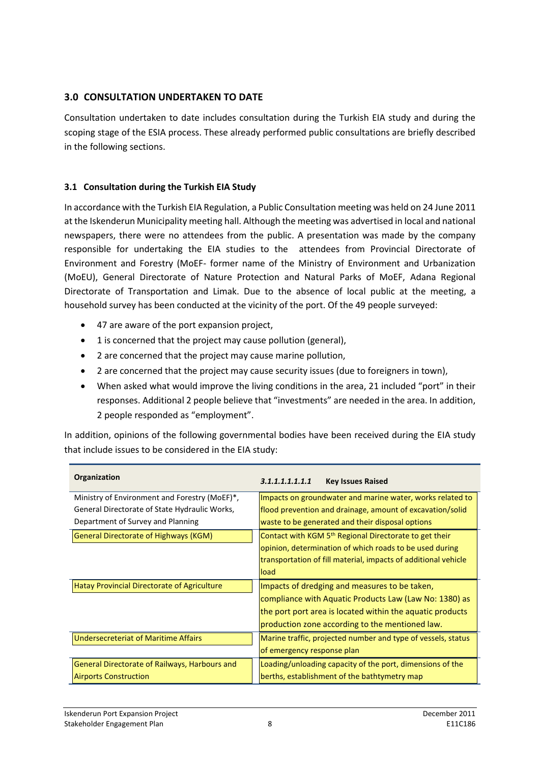## 3.0 CONSULTATION UNDERTAKEN TO DATE

Consultation undertaken to date includes consultation during the Turkish EIA study and during the scoping stage of the ESIA process. These already performed public consultations are briefly described in the following sections.

### 3.1 Consultation during the Turkish EIA Study

In accordance with the Turkish EIA Regulation, a Public Consultation meeting was held on 24 June 2011 at the Iskenderun Municipality meeting hall. Although the meeting was advertised in local and national newspapers, there were no attendees from the public. A presentation was made by the company responsible for undertaking the EIA studies to the attendees from Provincial Directorate of Environment and Forestry (MoEF- former name of the Ministry of Environment and Urbanization (MoEU), General Directorate of Nature Protection and Natural Parks of MoEF, Adana Regional Directorate of Transportation and Limak. Due to the absence of local public at the meeting, a household survey has been conducted at the vicinity of the port. Of the 49 people surveyed:

- 47 are aware of the port expansion project,
- 1 is concerned that the project may cause pollution (general),
- 2 are concerned that the project may cause marine pollution,
- 2 are concerned that the project may cause security issues (due to foreigners in town),
- When asked what would improve the living conditions in the area, 21 included "port" in their responses. Additional 2 people believe that "investments" are needed in the area. In addition, 2 people responded as "employment".

In addition, opinions of the following governmental bodies have been received during the EIA study that include issues to be considered in the EIA study:

| Organization | *3.1.1.1.1.1.1.1* Key Issues Raised |
|---|---|
| Ministry of Environment and Forestry (MoEF)*, General Directorate of State Hydraulic Works, Department of Survey and Planning | Impacts on groundwater and marine water, works related to flood prevention and drainage, amount of excavation/solid waste to be generated and their disposal options |
| General Directorate of Highways (KGM) | Contact with KGM 5th Regional Directorate to get their opinion, determination of which roads to be used during transportation of fill material, impacts of additional vehicle load |
| Hatay Provincial Directorate of Agriculture | Impacts of dredging and measures to be taken, compliance with Aquatic Products Law (Law No: 1380) as the port port area is located within the aquatic products production zone according to the mentioned law. |
| Undersecreteriat of Maritime Affairs | Marine traffic, projected number and type of vessels, status of emergency response plan |
| General Directorate of Railways, Harbours and Airports Construction | Loading/unloading capacity of the port, dimensions of the berths, establishment of the bathtymetry map |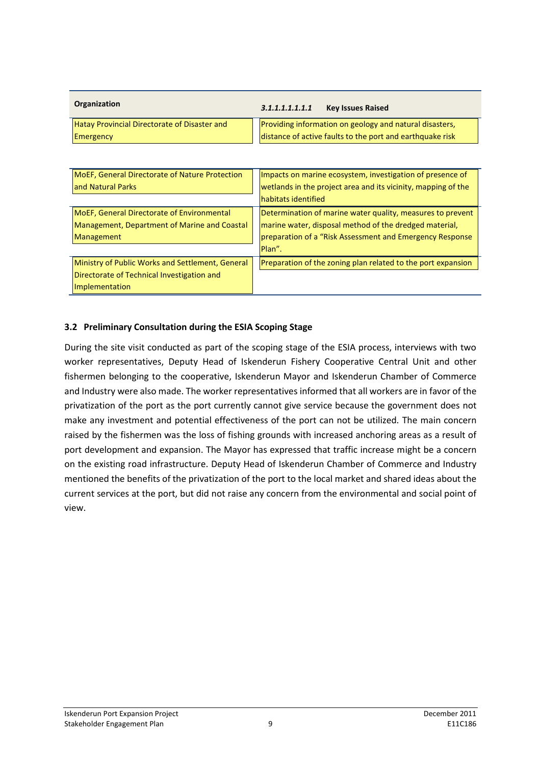| Organization | *3.1.1.1.1.1.1.1* **Key Issues Raised** |
|---|---|
| Hatay Provincial Directorate of Disaster and Emergency | Providing information on geology and natural disasters, distance of active faults to the port and earthquake risk |
| MoEF, General Directorate of Nature Protection and Natural Parks | Impacts on marine ecosystem, investigation of presence of wetlands in the project area and its vicinity, mapping of the habitats identified |
| MoEF, General Directorate of Environmental Management, Department of Marine and Coastal Management | Determination of marine water quality, measures to prevent marine water, disposal method of the dredged material, preparation of a "Risk Assessment and Emergency Response Plan". |
| Ministry of Public Works and Settlement, General Directorate of Technical Investigation and Implementation | Preparation of the zoning plan related to the port expansion |

## 3.2 Preliminary Consultation during the ESIA Scoping Stage

During the site visit conducted as part of the scoping stage of the ESIA process, interviews with two worker representatives, Deputy Head of Iskenderun Fishery Cooperative Central Unit and other fishermen belonging to the cooperative, Iskenderun Mayor and Iskenderun Chamber of Commerce and Industry were also made. The worker representatives informed that all workers are in favor of the privatization of the port as the port currently cannot give service because the government does not make any investment and potential effectiveness of the port can not be utilized. The main concern raised by the fishermen was the loss of fishing grounds with increased anchoring areas as a result of port development and expansion. The Mayor has expressed that traffic increase might be a concern on the existing road infrastructure. Deputy Head of Iskenderun Chamber of Commerce and Industry mentioned the benefits of the privatization of the port to the local market and shared ideas about the current services at the port, but did not raise any concern from the environmental and social point of view.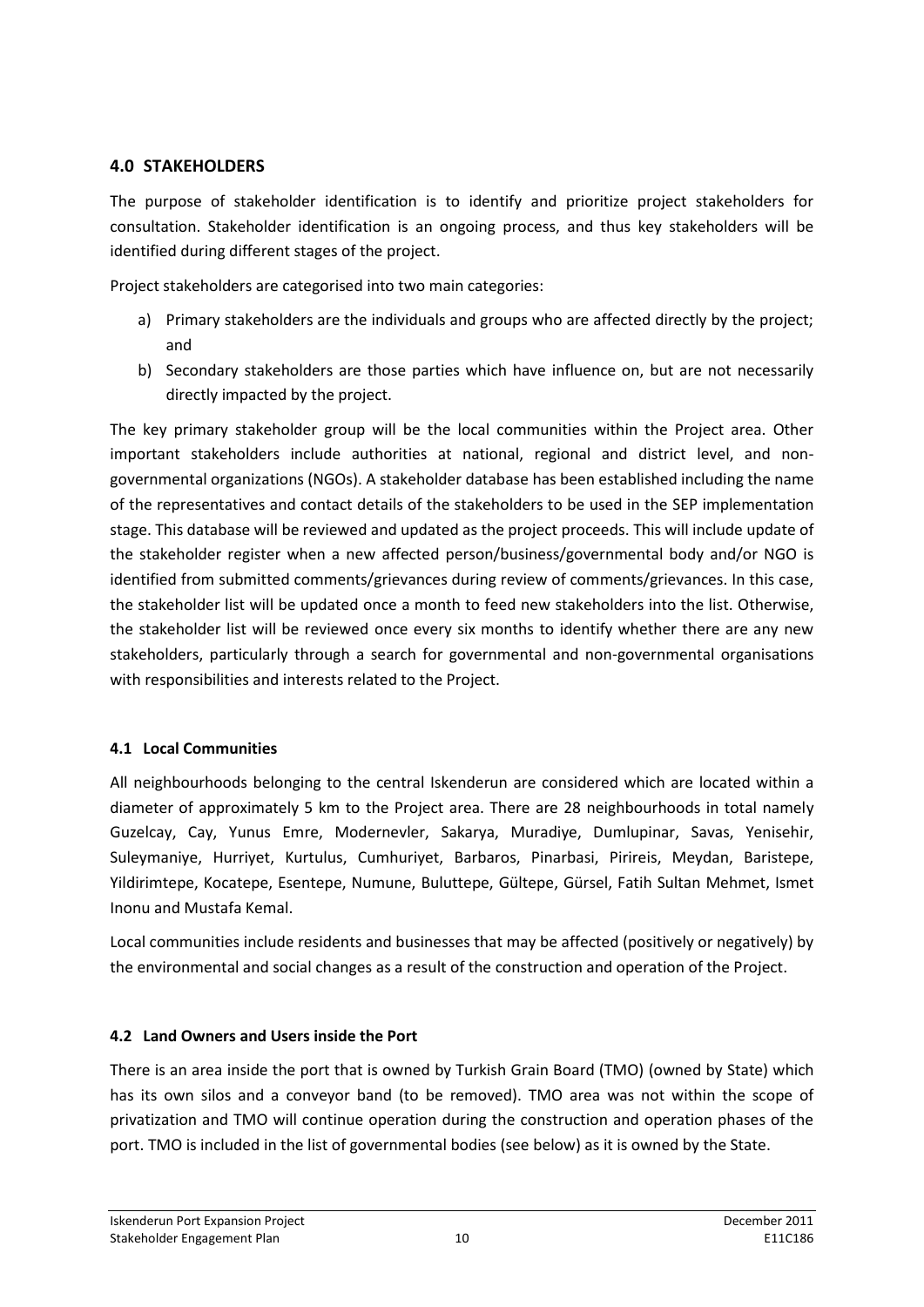## 4.0 STAKEHOLDERS

The purpose of stakeholder identification is to identify and prioritize project stakeholders for consultation. Stakeholder identification is an ongoing process, and thus key stakeholders will be identified during different stages of the project.

Project stakeholders are categorised into two main categories:

a) Primary stakeholders are the individuals and groups who are affected directly by the project; and
b) Secondary stakeholders are those parties which have influence on, but are not necessarily directly impacted by the project.

The key primary stakeholder group will be the local communities within the Project area. Other important stakeholders include authorities at national, regional and district level, and non-governmental organizations (NGOs). A stakeholder database has been established including the name of the representatives and contact details of the stakeholders to be used in the SEP implementation stage. This database will be reviewed and updated as the project proceeds. This will include update of the stakeholder register when a new affected person/business/governmental body and/or NGO is identified from submitted comments/grievances during review of comments/grievances. In this case, the stakeholder list will be updated once a month to feed new stakeholders into the list. Otherwise, the stakeholder list will be reviewed once every six months to identify whether there are any new stakeholders, particularly through a search for governmental and non-governmental organisations with responsibilities and interests related to the Project.

### 4.1 Local Communities

All neighbourhoods belonging to the central Iskenderun are considered which are located within a diameter of approximately 5 km to the Project area. There are 28 neighbourhoods in total namely Guzelcay, Cay, Yunus Emre, Modernevler, Sakarya, Muradiye, Dumlupinar, Savas, Yenisehir, Suleymaniye, Hurriyet, Kurtulus, Cumhuriyet, Barbaros, Pinarbasi, Pirireis, Meydan, Baristepe, Yildirimtepe, Kocatepe, Esentepe, Numune, Buluttepe, Gültepe, Gürsel, Fatih Sultan Mehmet, Ismet Inonu and Mustafa Kemal.

Local communities include residents and businesses that may be affected (positively or negatively) by the environmental and social changes as a result of the construction and operation of the Project.

### 4.2 Land Owners and Users inside the Port

There is an area inside the port that is owned by Turkish Grain Board (TMO) (owned by State) which has its own silos and a conveyor band (to be removed). TMO area was not within the scope of privatization and TMO will continue operation during the construction and operation phases of the port. TMO is included in the list of governmental bodies (see below) as it is owned by the State.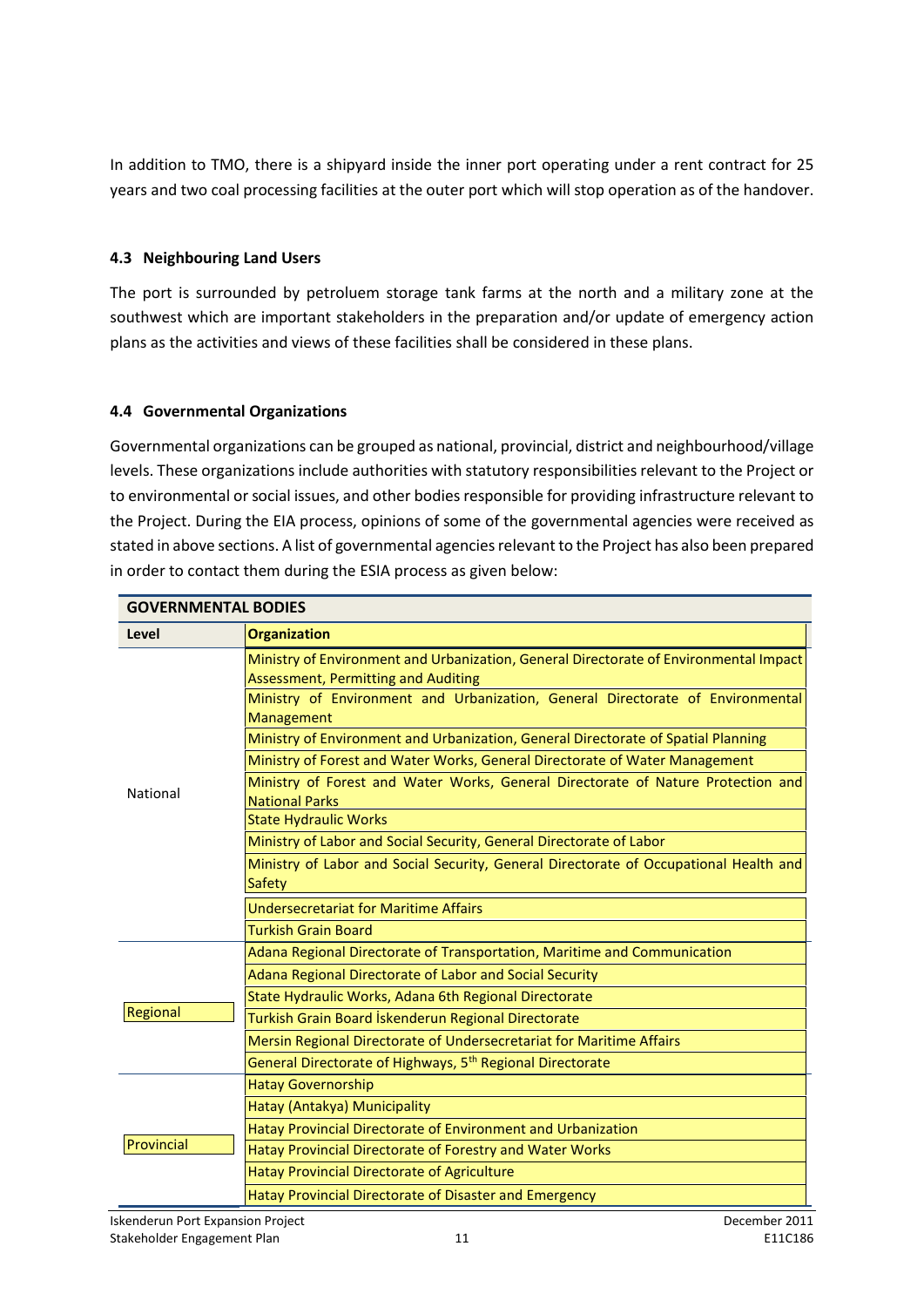In addition to TMO, there is a shipyard inside the inner port operating under a rent contract for 25 years and two coal processing facilities at the outer port which will stop operation as of the handover.

### 4.3 Neighbouring Land Users

The port is surrounded by petroluem storage tank farms at the north and a military zone at the southwest which are important stakeholders in the preparation and/or update of emergency action plans as the activities and views of these facilities shall be considered in these plans.

### 4.4 Governmental Organizations

Governmental organizations can be grouped as national, provincial, district and neighbourhood/village levels. These organizations include authorities with statutory responsibilities relevant to the Project or to environmental or social issues, and other bodies responsible for providing infrastructure relevant to the Project. During the EIA process, opinions of some of the governmental agencies were received as stated in above sections. A list of governmental agencies relevant to the Project has also been prepared in order to contact them during the ESIA process as given below:

| GOVERNMENTAL BODIES | |
|---|---|
| **Level** | **Organization** |
| National | Ministry of Environment and Urbanization, General Directorate of Environmental Impact Assessment, Permitting and Auditing |
| | Ministry of Environment and Urbanization, General Directorate of Environmental Management |
| | Ministry of Environment and Urbanization, General Directorate of Spatial Planning |
| | Ministry of Forest and Water Works, General Directorate of Water Management |
| | Ministry of Forest and Water Works, General Directorate of Nature Protection and National Parks |
| | State Hydraulic Works |
| | Ministry of Labor and Social Security, General Directorate of Labor |
| | Ministry of Labor and Social Security, General Directorate of Occupational Health and Safety |
| | Undersecretariat for Maritime Affairs |
| | Turkish Grain Board |
| Regional | Adana Regional Directorate of Transportation, Maritime and Communication |
| | Adana Regional Directorate of Labor and Social Security |
| | State Hydraulic Works, Adana 6th Regional Directorate |
| | Turkish Grain Board İskenderun Regional Directorate |
| | Mersin Regional Directorate of Undersecretariat for Maritime Affairs |
| | General Directorate of Highways, 5th Regional Directorate |
| Provincial | Hatay Governorship |
| | Hatay (Antakya) Municipality |
| | Hatay Provincial Directorate of Environment and Urbanization |
| | Hatay Provincial Directorate of Forestry and Water Works |
| | Hatay Provincial Directorate of Agriculture |
| | Hatay Provincial Directorate of Disaster and Emergency |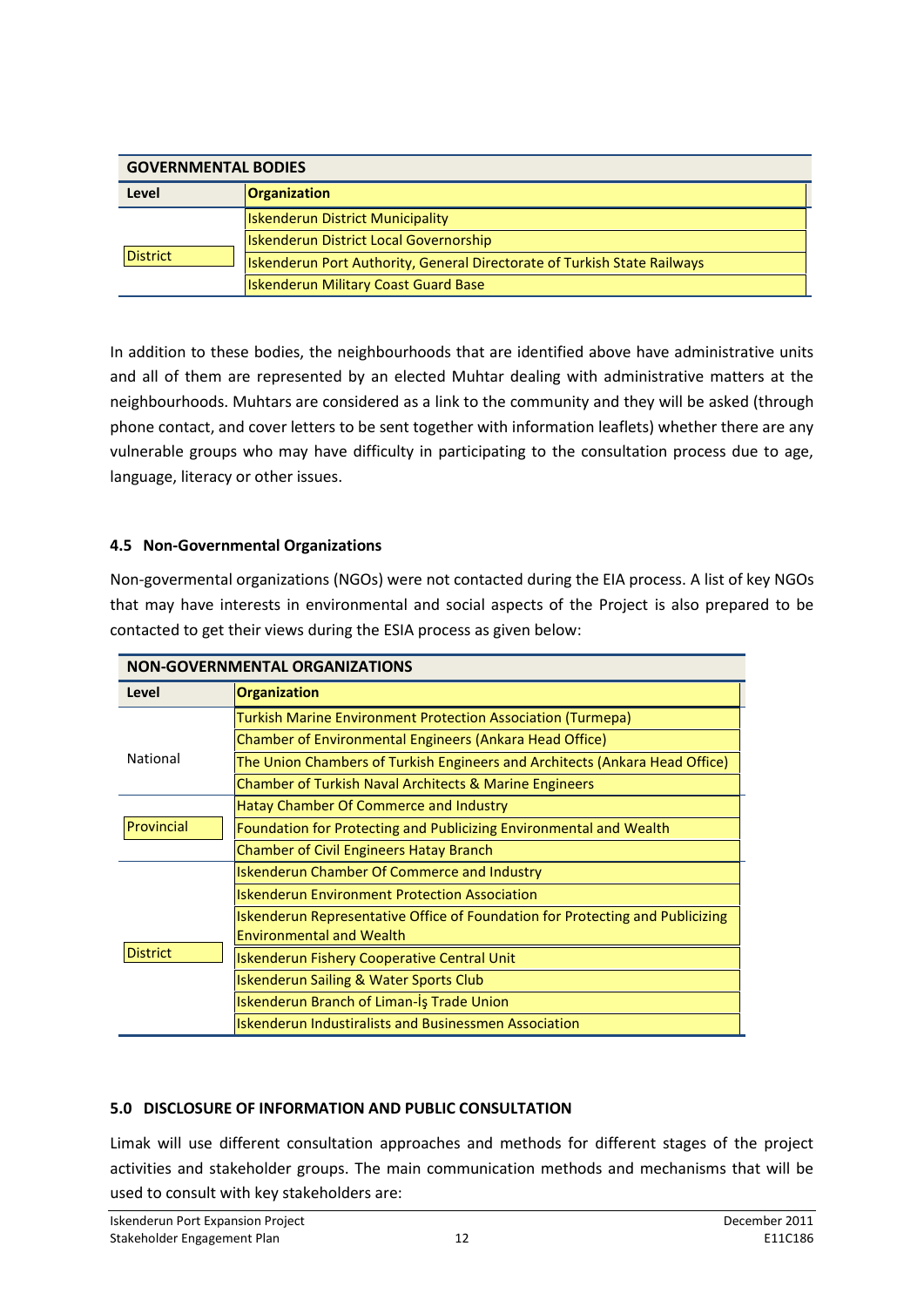| GOVERNMENTAL BODIES | |
|---|---|
| **Level** | **Organization** |
| District | Iskenderun District Municipality |
| | Iskenderun District Local Governorship |
| | Iskenderun Port Authority, General Directorate of Turkish State Railways |
| | Iskenderun Military Coast Guard Base |

In addition to these bodies, the neighbourhoods that are identified above have administrative units and all of them are represented by an elected Muhtar dealing with administrative matters at the neighbourhoods. Muhtars are considered as a link to the community and they will be asked (through phone contact, and cover letters to be sent together with information leaflets) whether there are any vulnerable groups who may have difficulty in participating to the consultation process due to age, language, literacy or other issues.

### 4.5 Non-Governmental Organizations

Non-govermental organizations (NGOs) were not contacted during the EIA process. A list of key NGOs that may have interests in environmental and social aspects of the Project is also prepared to be contacted to get their views during the ESIA process as given below:

| NON-GOVERNMENTAL ORGANIZATIONS | |
|---|---|
| **Level** | **Organization** |
| National | Turkish Marine Environment Protection Association (Turmepa) |
| | Chamber of Environmental Engineers (Ankara Head Office) |
| | The Union Chambers of Turkish Engineers and Architects (Ankara Head Office) |
| | Chamber of Turkish Naval Architects & Marine Engineers |
| Provincial | Hatay Chamber Of Commerce and Industry |
| | Foundation for Protecting and Publicizing Environmental and Wealth |
| | Chamber of Civil Engineers Hatay Branch |
| District | Iskenderun Chamber Of Commerce and Industry |
| | Iskenderun Environment Protection Association |
| | Iskenderun Representative Office of Foundation for Protecting and Publicizing Environmental and Wealth |
| | Iskenderun Fishery Cooperative Central Unit |
| | Iskenderun Sailing & Water Sports Club |
| | Iskenderun Branch of Liman-İş Trade Union |
| | Iskenderun Industiralists and Businessmen Association |

## 5.0 DISCLOSURE OF INFORMATION AND PUBLIC CONSULTATION

Limak will use different consultation approaches and methods for different stages of the project activities and stakeholder groups. The main communication methods and mechanisms that will be used to consult with key stakeholders are: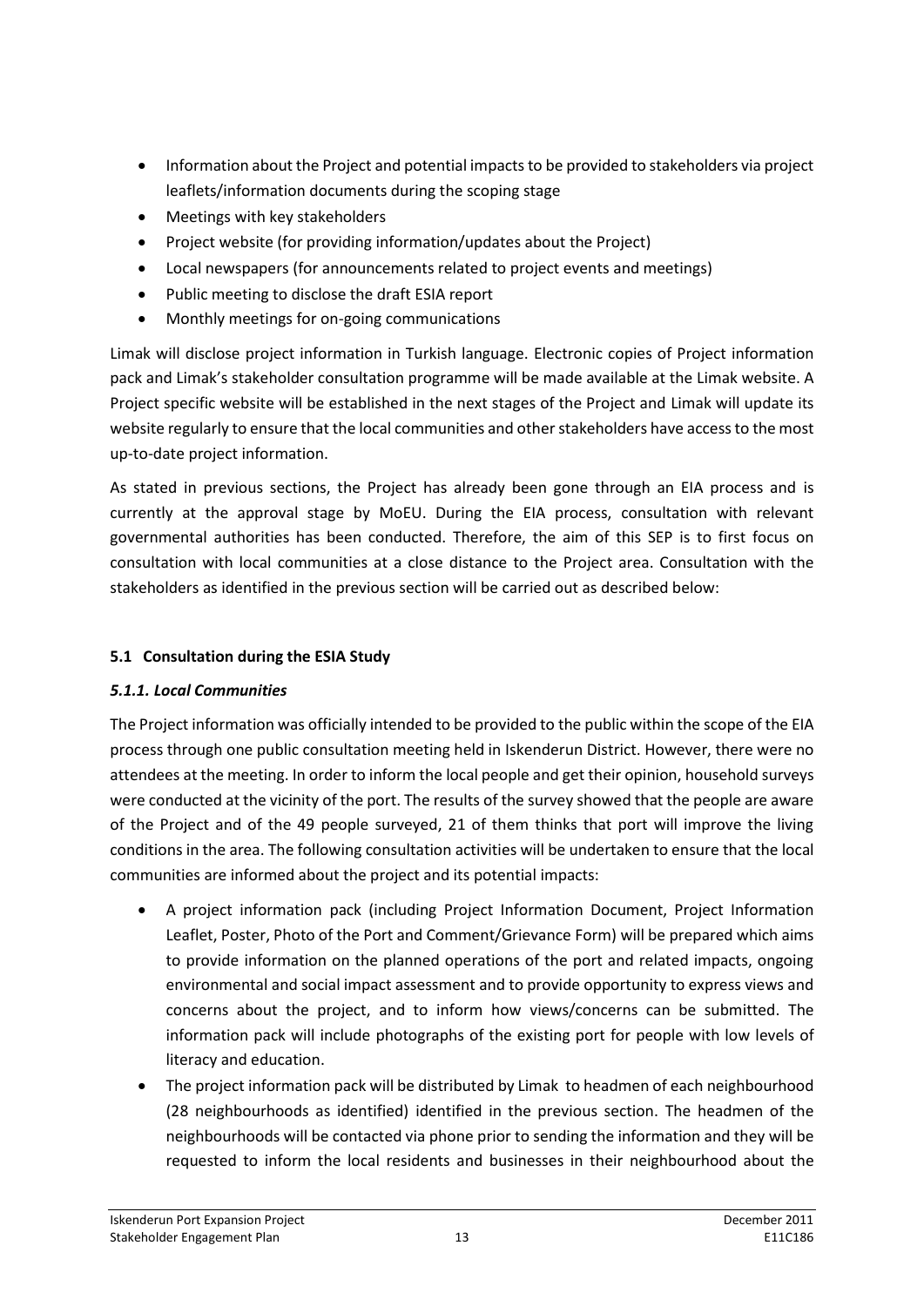- Information about the Project and potential impacts to be provided to stakeholders via project leaflets/information documents during the scoping stage
- Meetings with key stakeholders
- Project website (for providing information/updates about the Project)
- Local newspapers (for announcements related to project events and meetings)
- Public meeting to disclose the draft ESIA report
- Monthly meetings for on-going communications

Limak will disclose project information in Turkish language. Electronic copies of Project information pack and Limak's stakeholder consultation programme will be made available at the Limak website. A Project specific website will be established in the next stages of the Project and Limak will update its website regularly to ensure that the local communities and other stakeholders have access to the most up-to-date project information.

As stated in previous sections, the Project has already been gone through an EIA process and is currently at the approval stage by MoEU. During the EIA process, consultation with relevant governmental authorities has been conducted. Therefore, the aim of this SEP is to first focus on consultation with local communities at a close distance to the Project area. Consultation with the stakeholders as identified in the previous section will be carried out as described below:

## 5.1 Consultation during the ESIA Study

### *5.1.1. Local Communities*

The Project information was officially intended to be provided to the public within the scope of the EIA process through one public consultation meeting held in Iskenderun District. However, there were no attendees at the meeting. In order to inform the local people and get their opinion, household surveys were conducted at the vicinity of the port. The results of the survey showed that the people are aware of the Project and of the 49 people surveyed, 21 of them thinks that port will improve the living conditions in the area. The following consultation activities will be undertaken to ensure that the local communities are informed about the project and its potential impacts:

- A project information pack (including Project Information Document, Project Information Leaflet, Poster, Photo of the Port and Comment/Grievance Form) will be prepared which aims to provide information on the planned operations of the port and related impacts, ongoing environmental and social impact assessment and to provide opportunity to express views and concerns about the project, and to inform how views/concerns can be submitted. The information pack will include photographs of the existing port for people with low levels of literacy and education.
- The project information pack will be distributed by Limak to headmen of each neighbourhood (28 neighbourhoods as identified) identified in the previous section. The headmen of the neighbourhoods will be contacted via phone prior to sending the information and they will be requested to inform the local residents and businesses in their neighbourhood about the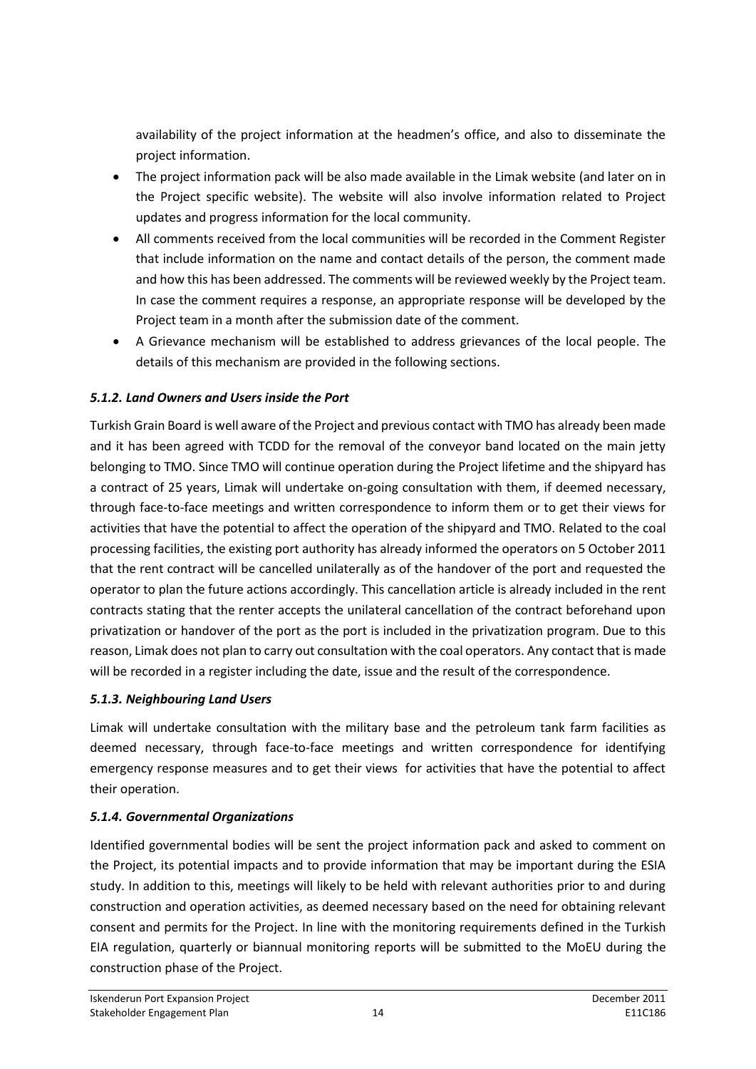availability of the project information at the headmen's office, and also to disseminate the project information.

- The project information pack will be also made available in the Limak website (and later on in the Project specific website). The website will also involve information related to Project updates and progress information for the local community.
- All comments received from the local communities will be recorded in the Comment Register that include information on the name and contact details of the person, the comment made and how this has been addressed. The comments will be reviewed weekly by the Project team. In case the comment requires a response, an appropriate response will be developed by the Project team in a month after the submission date of the comment.
- A Grievance mechanism will be established to address grievances of the local people. The details of this mechanism are provided in the following sections.

### *5.1.2. Land Owners and Users inside the Port*

Turkish Grain Board is well aware of the Project and previous contact with TMO has already been made and it has been agreed with TCDD for the removal of the conveyor band located on the main jetty belonging to TMO. Since TMO will continue operation during the Project lifetime and the shipyard has a contract of 25 years, Limak will undertake on-going consultation with them, if deemed necessary, through face-to-face meetings and written correspondence to inform them or to get their views for activities that have the potential to affect the operation of the shipyard and TMO. Related to the coal processing facilities, the existing port authority has already informed the operators on 5 October 2011 that the rent contract will be cancelled unilaterally as of the handover of the port and requested the operator to plan the future actions accordingly. This cancellation article is already included in the rent contracts stating that the renter accepts the unilateral cancellation of the contract beforehand upon privatization or handover of the port as the port is included in the privatization program. Due to this reason, Limak does not plan to carry out consultation with the coal operators. Any contact that is made will be recorded in a register including the date, issue and the result of the correspondence.

### *5.1.3. Neighbouring Land Users*

Limak will undertake consultation with the military base and the petroleum tank farm facilities as deemed necessary, through face-to-face meetings and written correspondence for identifying emergency response measures and to get their views for activities that have the potential to affect their operation.

### *5.1.4. Governmental Organizations*

Identified governmental bodies will be sent the project information pack and asked to comment on the Project, its potential impacts and to provide information that may be important during the ESIA study. In addition to this, meetings will likely to be held with relevant authorities prior to and during construction and operation activities, as deemed necessary based on the need for obtaining relevant consent and permits for the Project. In line with the monitoring requirements defined in the Turkish EIA regulation, quarterly or biannual monitoring reports will be submitted to the MoEU during the construction phase of the Project.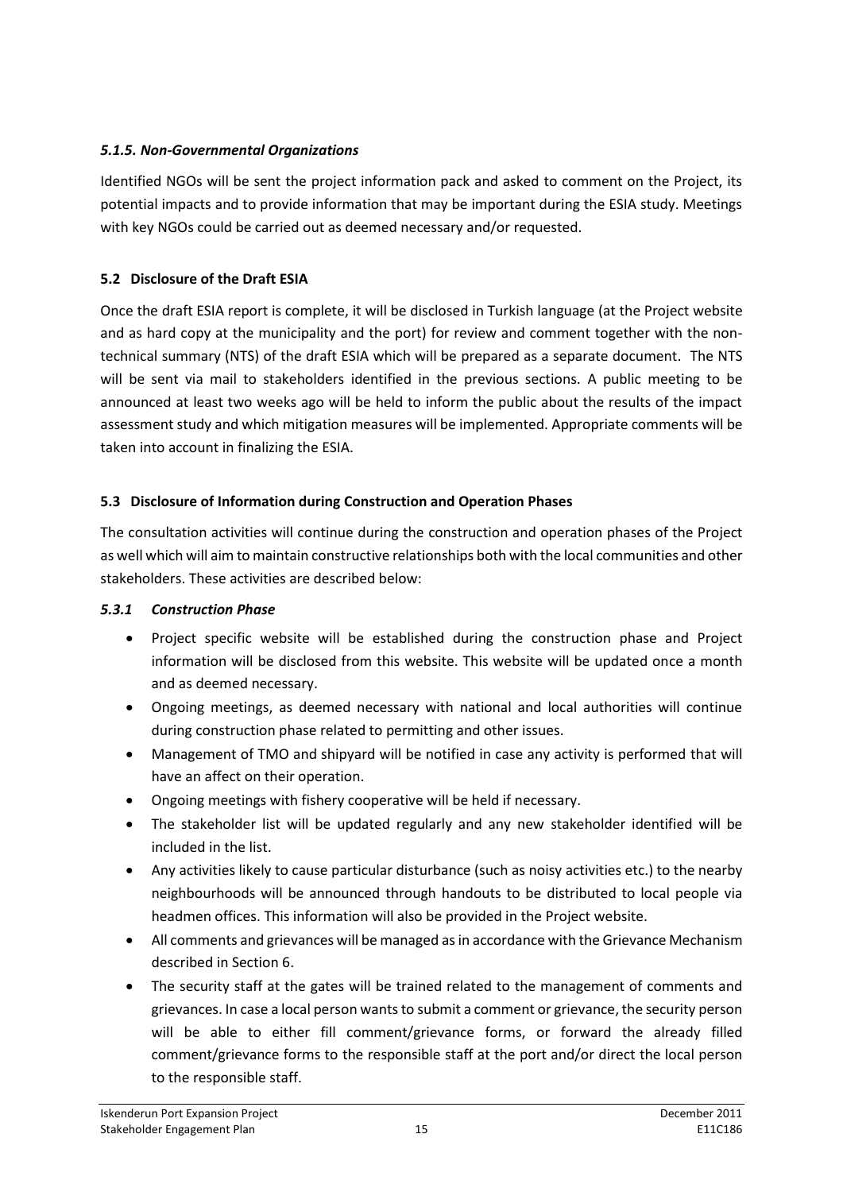#### *5.1.5. Non-Governmental Organizations*

Identified NGOs will be sent the project information pack and asked to comment on the Project, its potential impacts and to provide information that may be important during the ESIA study. Meetings with key NGOs could be carried out as deemed necessary and/or requested.

### 5.2 Disclosure of the Draft ESIA

Once the draft ESIA report is complete, it will be disclosed in Turkish language (at the Project website and as hard copy at the municipality and the port) for review and comment together with the non-technical summary (NTS) of the draft ESIA which will be prepared as a separate document. The NTS will be sent via mail to stakeholders identified in the previous sections. A public meeting to be announced at least two weeks ago will be held to inform the public about the results of the impact assessment study and which mitigation measures will be implemented. Appropriate comments will be taken into account in finalizing the ESIA.

### 5.3 Disclosure of Information during Construction and Operation Phases

The consultation activities will continue during the construction and operation phases of the Project as well which will aim to maintain constructive relationships both with the local communities and other stakeholders. These activities are described below:

#### *5.3.1 Construction Phase*

- Project specific website will be established during the construction phase and Project information will be disclosed from this website. This website will be updated once a month and as deemed necessary.
- Ongoing meetings, as deemed necessary with national and local authorities will continue during construction phase related to permitting and other issues.
- Management of TMO and shipyard will be notified in case any activity is performed that will have an affect on their operation.
- Ongoing meetings with fishery cooperative will be held if necessary.
- The stakeholder list will be updated regularly and any new stakeholder identified will be included in the list.
- Any activities likely to cause particular disturbance (such as noisy activities etc.) to the nearby neighbourhoods will be announced through handouts to be distributed to local people via headmen offices. This information will also be provided in the Project website.
- All comments and grievances will be managed as in accordance with the Grievance Mechanism described in Section 6.
- The security staff at the gates will be trained related to the management of comments and grievances. In case a local person wants to submit a comment or grievance, the security person will be able to either fill comment/grievance forms, or forward the already filled comment/grievance forms to the responsible staff at the port and/or direct the local person to the responsible staff.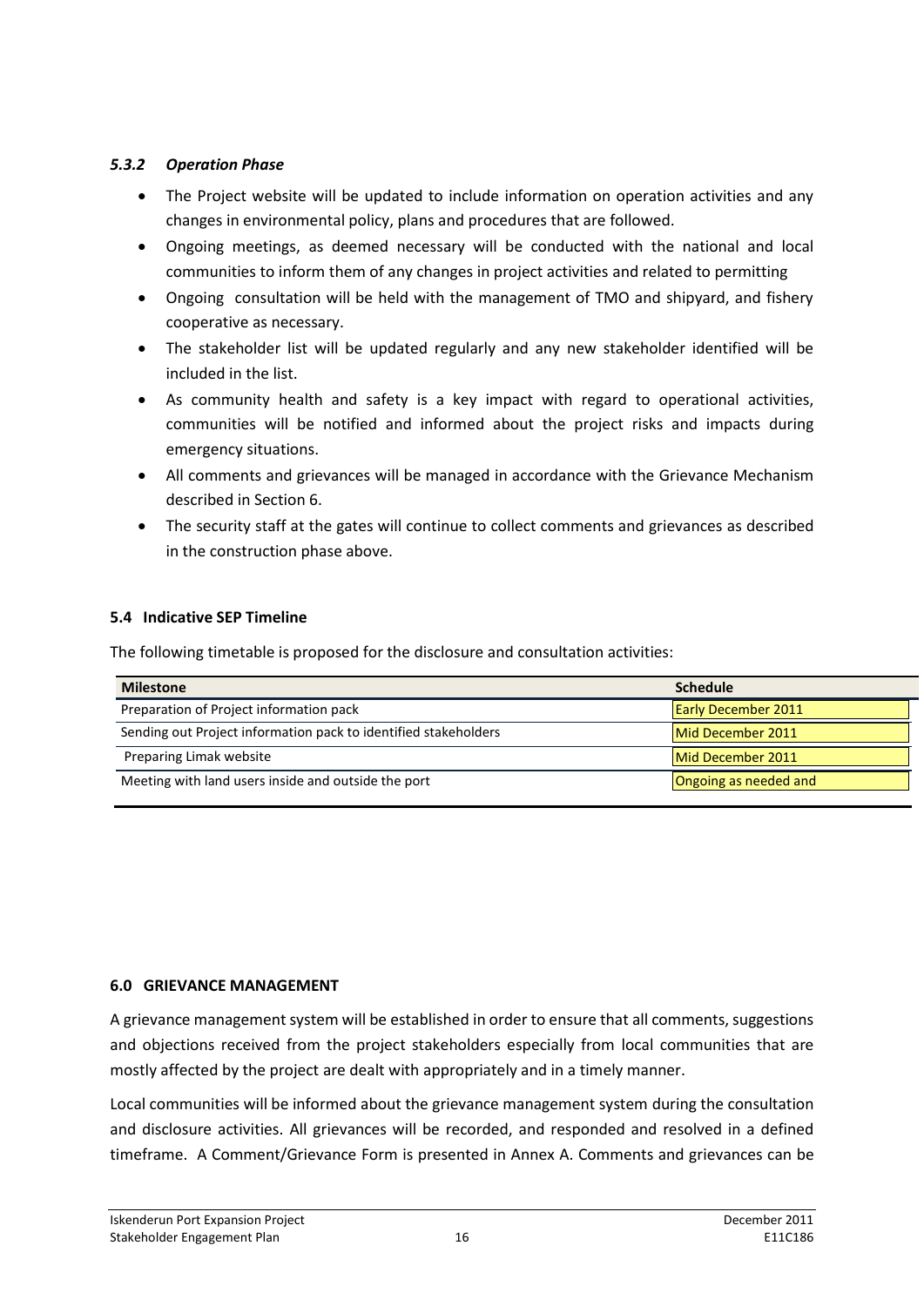### *5.3.2 Operation Phase*

- The Project website will be updated to include information on operation activities and any changes in environmental policy, plans and procedures that are followed.
- Ongoing meetings, as deemed necessary will be conducted with the national and local communities to inform them of any changes in project activities and related to permitting
- Ongoing consultation will be held with the management of TMO and shipyard, and fishery cooperative as necessary.
- The stakeholder list will be updated regularly and any new stakeholder identified will be included in the list.
- As community health and safety is a key impact with regard to operational activities, communities will be notified and informed about the project risks and impacts during emergency situations.
- All comments and grievances will be managed in accordance with the Grievance Mechanism described in Section 6.
- The security staff at the gates will continue to collect comments and grievances as described in the construction phase above.

### 5.4 Indicative SEP Timeline

The following timetable is proposed for the disclosure and consultation activities:

| Milestone | Schedule |
|---|---|
| Preparation of Project information pack | Early December 2011 |
| Sending out Project information pack to identified stakeholders | Mid December 2011 |
| Preparing Limak website | Mid December 2011 |
| Meeting with land users inside and outside the port | Ongoing as needed and |

## 6.0 GRIEVANCE MANAGEMENT

A grievance management system will be established in order to ensure that all comments, suggestions and objections received from the project stakeholders especially from local communities that are mostly affected by the project are dealt with appropriately and in a timely manner.

Local communities will be informed about the grievance management system during the consultation and disclosure activities. All grievances will be recorded, and responded and resolved in a defined timeframe. A Comment/Grievance Form is presented in Annex A. Comments and grievances can be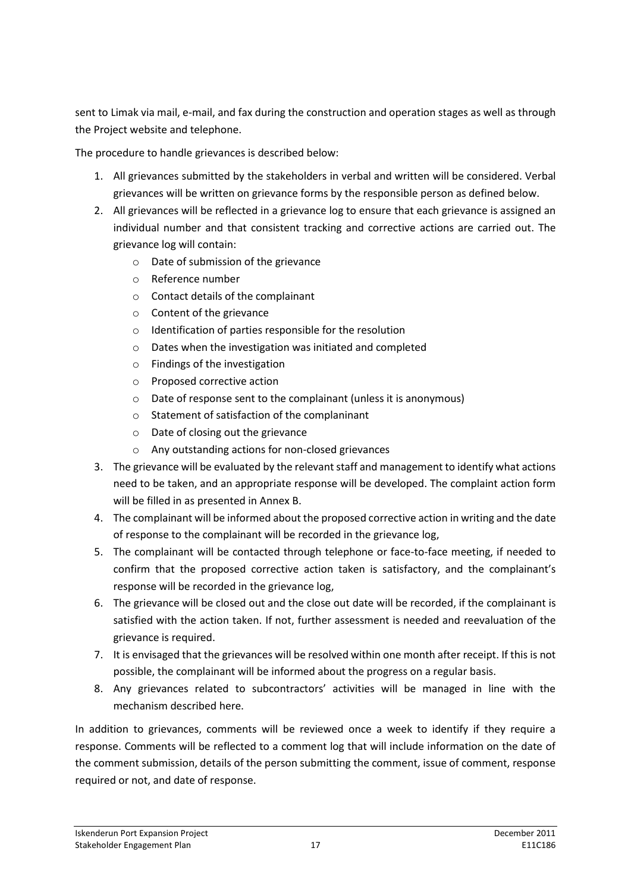sent to Limak via mail, e-mail, and fax during the construction and operation stages as well as through the Project website and telephone.

The procedure to handle grievances is described below:

1. All grievances submitted by the stakeholders in verbal and written will be considered. Verbal grievances will be written on grievance forms by the responsible person as defined below.
2. All grievances will be reflected in a grievance log to ensure that each grievance is assigned an individual number and that consistent tracking and corrective actions are carried out. The grievance log will contain:
   - Date of submission of the grievance
   - Reference number
   - Contact details of the complainant
   - Content of the grievance
   - Identification of parties responsible for the resolution
   - Dates when the investigation was initiated and completed
   - Findings of the investigation
   - Proposed corrective action
   - Date of response sent to the complainant (unless it is anonymous)
   - Statement of satisfaction of the complaninant
   - Date of closing out the grievance
   - Any outstanding actions for non-closed grievances
3. The grievance will be evaluated by the relevant staff and management to identify what actions need to be taken, and an appropriate response will be developed. The complaint action form will be filled in as presented in Annex B.
4. The complainant will be informed about the proposed corrective action in writing and the date of response to the complainant will be recorded in the grievance log,
5. The complainant will be contacted through telephone or face-to-face meeting, if needed to confirm that the proposed corrective action taken is satisfactory, and the complainant's response will be recorded in the grievance log,
6. The grievance will be closed out and the close out date will be recorded, if the complainant is satisfied with the action taken. If not, further assessment is needed and reevaluation of the grievance is required.
7. It is envisaged that the grievances will be resolved within one month after receipt. If this is not possible, the complainant will be informed about the progress on a regular basis.
8. Any grievances related to subcontractors' activities will be managed in line with the mechanism described here.

In addition to grievances, comments will be reviewed once a week to identify if they require a response. Comments will be reflected to a comment log that will include information on the date of the comment submission, details of the person submitting the comment, issue of comment, response required or not, and date of response.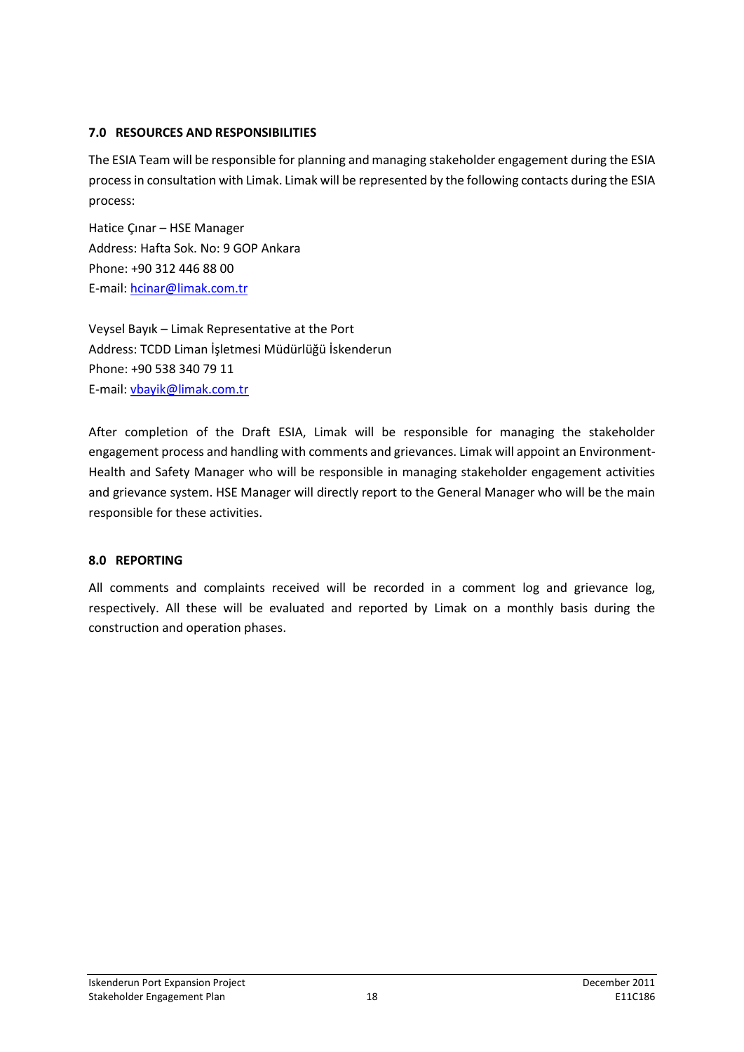## 7.0 RESOURCES AND RESPONSIBILITIES

The ESIA Team will be responsible for planning and managing stakeholder engagement during the ESIA process in consultation with Limak. Limak will be represented by the following contacts during the ESIA process:

Hatice Çınar – HSE Manager
Address: Hafta Sok. No: 9 GOP Ankara
Phone: +90 312 446 88 00
E-mail: hcinar@limak.com.tr

Veysel Bayık – Limak Representative at the Port
Address: TCDD Liman İşletmesi Müdürlüğü İskenderun
Phone: +90 538 340 79 11
E-mail: vbayik@limak.com.tr

After completion of the Draft ESIA, Limak will be responsible for managing the stakeholder engagement process and handling with comments and grievances. Limak will appoint an Environment-Health and Safety Manager who will be responsible in managing stakeholder engagement activities and grievance system. HSE Manager will directly report to the General Manager who will be the main responsible for these activities.

## 8.0 REPORTING

All comments and complaints received will be recorded in a comment log and grievance log, respectively. All these will be evaluated and reported by Limak on a monthly basis during the construction and operation phases.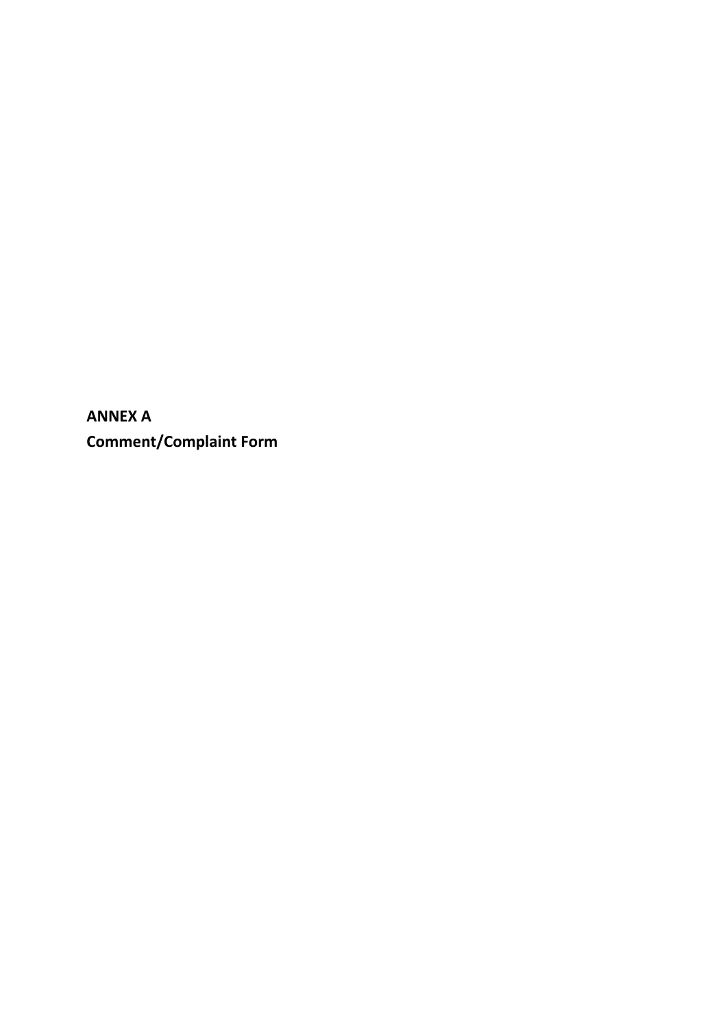**ANNEX A**

**Comment/Complaint Form**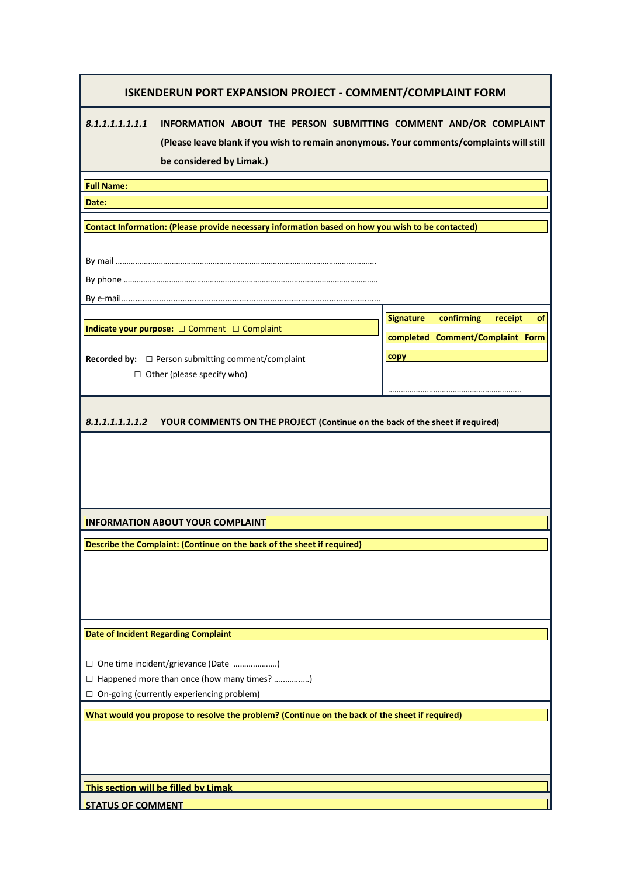# ISKENDERUN PORT EXPANSION PROJECT - COMMENT/COMPLAINT FORM

***8.1.1.1.1.1.1.1*** **INFORMATION ABOUT THE PERSON SUBMITTING COMMENT AND/OR COMPLAINT (Please leave blank if you wish to remain anonymous. Your comments/complaints will still be considered by Limak.)**

**Full Name:**

**Date:**

**Contact Information: (Please provide necessary information based on how you wish to be contacted)**

By mail ……………………………………………………………………………………………………….

By phone ……………………………………………………………………………………………………

By e-mail………………………………………………………………………………………………………

**Indicate your purpose:** ☐ Comment ☐ Complaint

**Recorded by:** ☐ Person submitting comment/complaint

☐ Other (please specify who)

**Signature confirming receipt of completed Comment/Complaint Form copy**

……………………………………………………..

***8.1.1.1.1.1.1.2*** **YOUR COMMENTS ON THE PROJECT (Continue on the back of the sheet if required)**

**INFORMATION ABOUT YOUR COMPLAINT**

**Describe the Complaint: (Continue on the back of the sheet if required)**

**Date of Incident Regarding Complaint**

☐ One time incident/grievance (Date ……………….)

☐ Happened more than once (how many times? …………….)

☐ On-going (currently experiencing problem)

**What would you propose to resolve the problem? (Continue on the back of the sheet if required)**

**This section will be filled by Limak**

**STATUS OF COMMENT**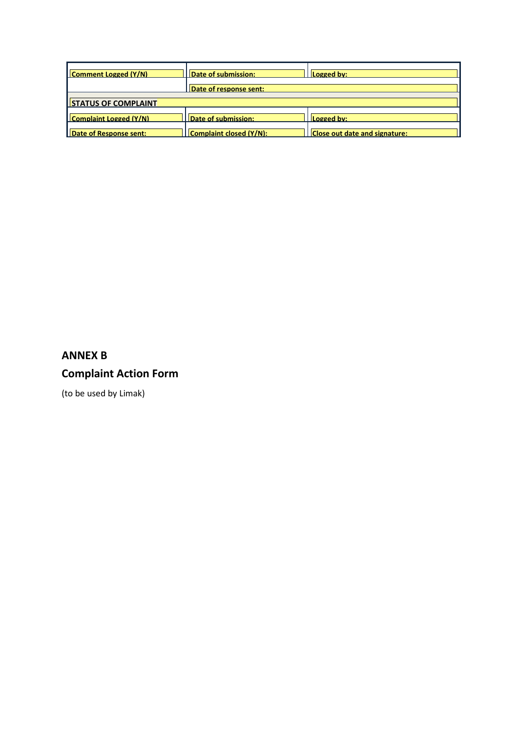| Comment Logged (Y/N) | Date of submission: | Logged by: |
|---|---|---|
| | Date of response sent: | |
| **STATUS OF COMPLAINT** | | |
| Complaint Logged (Y/N) | Date of submission: | Logged by: |
| Date of Response sent: | Complaint closed (Y/N): | Close out date and signature: |

## ANNEX B

## Complaint Action Form

(to be used by Limak)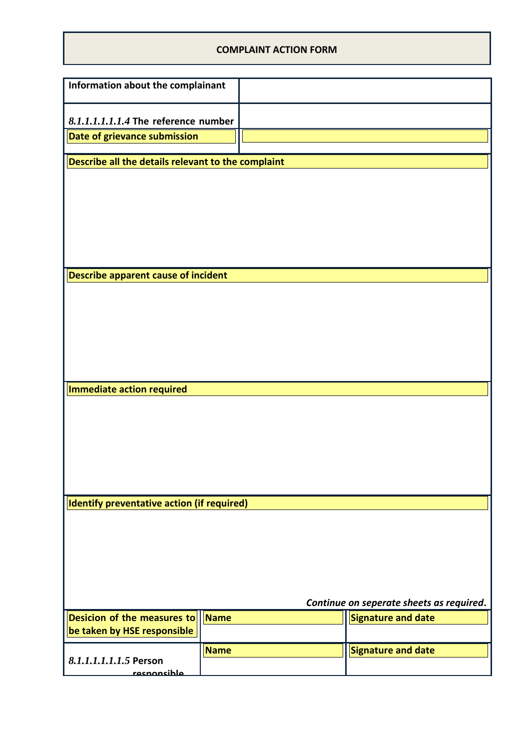**COMPLAINT ACTION FORM**

| **Information about the complainant** | |
|---|---|
| *8.1.1.1.1.1.1.4* **The reference number** | |
| **Date of grievance submission** | |

**Describe all the details relevant to the complaint**

**Describe apparent cause of incident**

**Immediate action required**

**Identify preventative action (if required)**

***Continue on seperate sheets as required.***

| **Desicion of the measures to be taken by HSE responsible** | **Name** | **Signature and date** |
|---|---|---|
| *8.1.1.1.1.1.1.5* **Person responsible** | **Name** | **Signature and date** |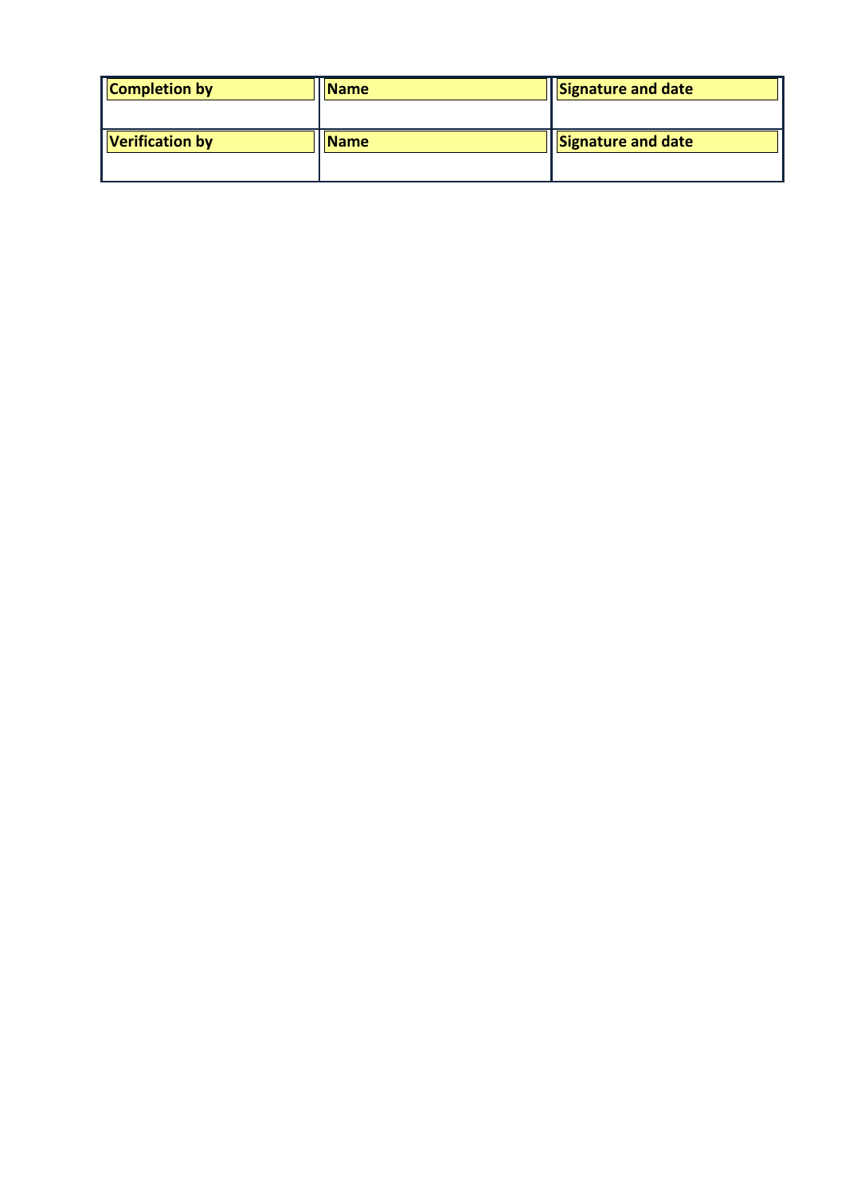| | | |
|---|---|---|
| **Completion by** | **Name** | **Signature and date** |
| **Verification by** | **Name** | **Signature and date** |